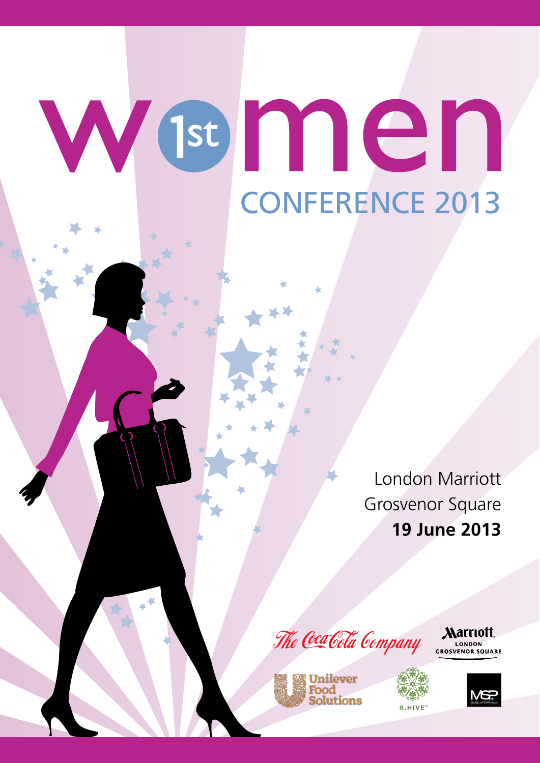# women 1st

## CONFERENCE 2013

London Marriott
Grosvenor Square
**19 June 2013**

The Coca-Cola Company

Marriott LONDON GROSVENOR SQUARE

Unilever Food Solutions

B.HIVE™

MSP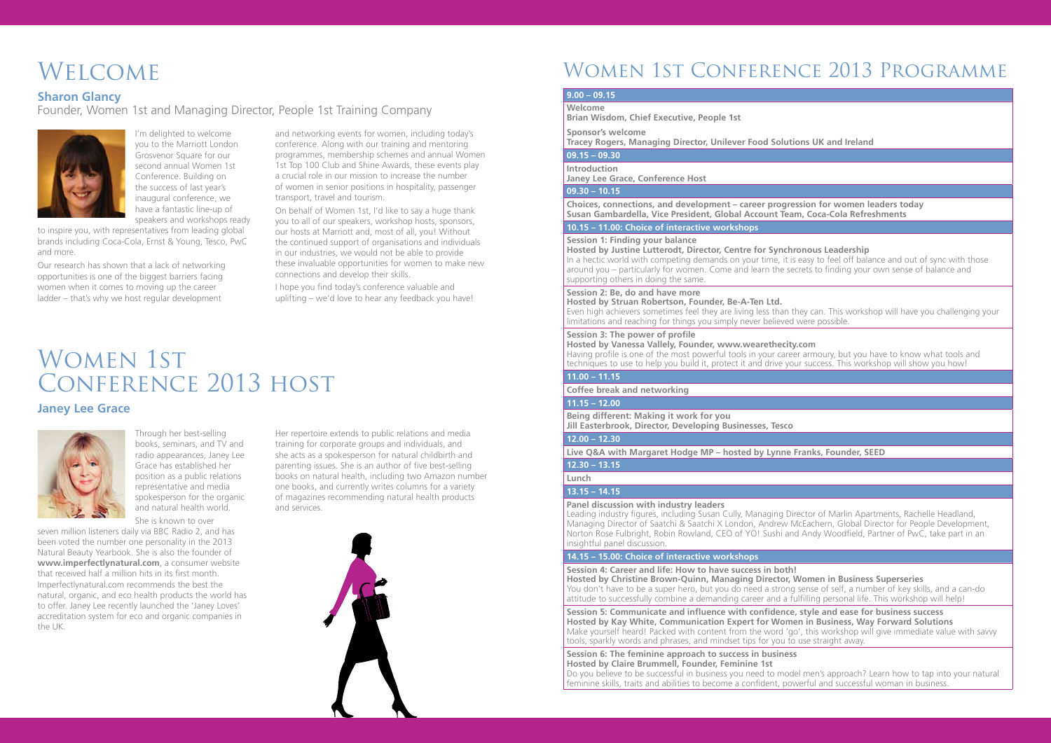# Welcome

## Sharon Glancy

Founder, Women 1st and Managing Director, People 1st Training Company

I'm delighted to welcome you to the Marriott London Grosvenor Square for our second annual Women 1st Conference. Building on the success of last year's inaugural conference, we have a fantastic line-up of speakers and workshops ready to inspire you, with representatives from leading global brands including Coca-Cola, Ernst & Young, Tesco, PwC and more.

Our research has shown that a lack of networking opportunities is one of the biggest barriers facing women when it comes to moving up the career ladder – that's why we host regular development and networking events for women, including today's conference. Along with our training and mentoring programmes, membership schemes and annual Women 1st Top 100 Club and Shine Awards, these events play a crucial role in our mission to increase the number of women in senior positions in hospitality, passenger transport, travel and tourism.

On behalf of Women 1st, I'd like to say a huge thank you to all of our speakers, workshop hosts, sponsors, our hosts at Marriott and, most of all, you! Without the continued support of organisations and individuals in our industries, we would not be able to provide these invaluable opportunities for women to make new connections and develop their skills.

I hope you find today's conference valuable and uplifting – we'd love to hear any feedback you have!

# Women 1st Conference 2013 host

## Janey Lee Grace

Through her best-selling books, seminars, and TV and radio appearances, Janey Lee Grace has established her position as a public relations representative and media spokesperson for the organic and natural health world.

She is known to over seven million listeners daily via BBC Radio 2, and has been voted the number one personality in the 2013 Natural Beauty Yearbook. She is also the founder of **www.imperfectlynatural.com**, a consumer website that received half a million hits in its first month. Imperfectlynatural.com recommends the best the natural, organic, and eco health products the world has to offer. Janey Lee recently launched the 'Janey Loves' accreditation system for eco and organic companies in the UK.

Her repertoire extends to public relations and media training for corporate groups and individuals, and she acts as a spokesperson for natural childbirth and parenting issues. She is an author of five best-selling books on natural health, including two Amazon number one books, and currently writes columns for a variety of magazines recommending natural health products and services.

# Women 1st Conference 2013 Programme

**9.00 – 09.15**

**Welcome**
**Brian Wisdom, Chief Executive, People 1st**

**Sponsor's welcome**
**Tracey Rogers, Managing Director, Unilever Food Solutions UK and Ireland**

**09.15 – 09.30**

**Introduction**
**Janey Lee Grace, Conference Host**

**09.30 – 10.15**

**Choices, connections, and development – career progression for women leaders today**
**Susan Gambardella, Vice President, Global Account Team, Coca-Cola Refreshments**

**10.15 – 11.00: Choice of interactive workshops**

**Session 1: Finding your balance**
**Hosted by Justine Lutterodt, Director, Centre for Synchronous Leadership**
In a hectic world with competing demands on your time, it is easy to feel off balance and out of sync with those around you – particularly for women. Come and learn the secrets to finding your own sense of balance and supporting others in doing the same.

**Session 2: Be, do and have more**
**Hosted by Struan Robertson, Founder, Be-A-Ten Ltd.**
Even high achievers sometimes feel they are living less than they can. This workshop will have you challenging your limitations and reaching for things you simply never believed were possible.

**Session 3: The power of profile**
**Hosted by Vanessa Vallely, Founder, www.wearethecity.com**
Having profile is one of the most powerful tools in your career armoury, but you have to know what tools and techniques to use to help you build it, protect it and drive your success. This workshop will show you how!

**11.00 – 11.15**

**Coffee break and networking**

**11.15 – 12.00**

**Being different: Making it work for you**
**Jill Easterbrook, Director, Developing Businesses, Tesco**

**12.00 – 12.30**

**Live Q&A with Margaret Hodge MP – hosted by Lynne Franks, Founder, SEED**

**12.30 – 13.15**

**Lunch**

**13.15 – 14.15**

**Panel discussion with industry leaders**
Leading industry figures, including Susan Cully, Managing Director of Marlin Apartments, Rachelle Headland, Managing Director of Saatchi & Saatchi X London, Andrew McEachern, Global Director for People Development, Norton Rose Fulbright, Robin Rowland, CEO of YO! Sushi and Andy Woodfield, Partner of PwC, take part in an insightful panel discussion.

**14.15 – 15.00: Choice of interactive workshops**

**Session 4: Career and life: How to have success in both!**
**Hosted by Christine Brown-Quinn, Managing Director, Women in Business Superseries**
You don't have to be a super hero, but you do need a strong sense of self, a number of key skills, and a can-do attitude to successfully combine a demanding career and a fulfilling personal life. This workshop will help!

**Session 5: Communicate and influence with confidence, style and ease for business success**
**Hosted by Kay White, Communication Expert for Women in Business, Way Forward Solutions**
Make yourself heard! Packed with content from the word 'go', this workshop will give immediate value with savvy tools, sparkly words and phrases, and mindset tips for you to use straight away.

**Session 6: The feminine approach to success in business**
**Hosted by Claire Brummell, Founder, Feminine 1st**
Do you believe to be successful in business you need to model men's approach? Learn how to tap into your natural feminine skills, traits and abilities to become a confident, powerful and successful woman in business.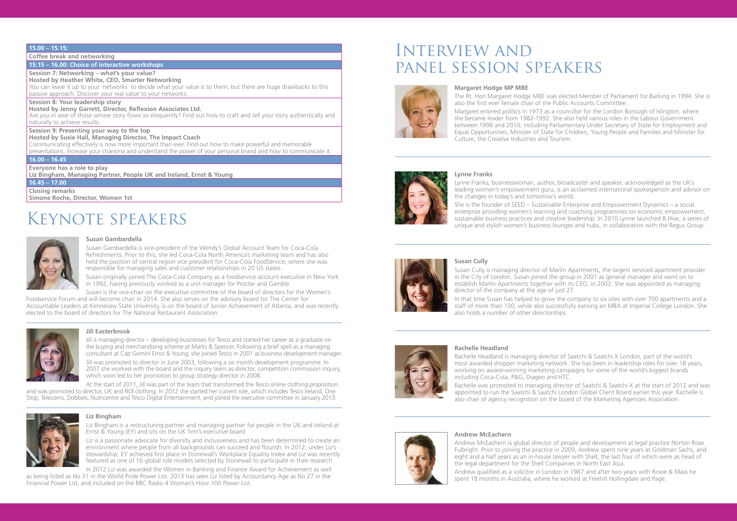| 15.00 – 15.15: |
|---|
| **Coffee break and networking** |
| **15.15 – 16.00: Choice of interactive workshops** |
| **Session 7: Networking – what's your value?**<br>**Hosted by Heather White, CEO, Smarter Networking**<br>You can leave it up to your 'networks' to decide what your value is to them, but there are huge drawbacks to this passive approach. Discover your real value to your networks. |
| **Session 8: Your leadership story**<br>**Hosted by Jenny Garrett, Director, Reflexion Associates Ltd.**<br>Are you in awe of those whose story flows so eloquently? Find out how to craft and tell your story authentically and naturally to achieve results. |
| **Session 9: Presenting your way to the top**<br>**Hosted by Susie Hall, Managing Director, The Impact Coach**<br>Communicating effectively is now more important than ever. Find out how to make powerful and memorable presentations, increase your charisma and understand the power of your personal brand and how to communicate it. |
| **16.00 – 16.45** |
| **Everyone has a role to play**<br>**Liz Bingham, Managing Partner, People UK and Ireland, Ernst & Young** |
| **16.45 – 17.00** |
| **Closing remarks**<br>**Simone Roche, Director, Women 1st** |

# Keynote speakers

### Susan Gambardella

Susan Gambardella is vice-president of the Wendy's Global Account Team for Coca-Cola Refreshments. Prior to this, she led Coca-Cola North America's marketing team and has also held the position of central region vice president for Coca-Cola FoodService, where she was responsible for managing sales and customer relationships in 20 US states.

Susan originally joined The Coca-Cola Company as a foodservice account executive in New York in 1992, having previously worked as a unit manager for Procter and Gamble.

Susan is the vice-chair on the executive committee of the board of directors for the Women's Foodservice Forum and will become chair in 2014. She also serves on the advisory board for The Center for Accountable Leaders at Kennesaw State University, is on the board of Junior Achievement of Atlanta, and was recently elected to the board of directors for The National Restaurant Association.

### Jill Easterbrook

Jill is managing director – developing businesses for Tesco and started her career as a graduate on the buying and merchandising scheme at Marks & Spencer. Following a brief spell as a managing consultant at Cap Gemini Ernst & Young, she joined Tesco in 2001 as business development manager.

Jill was promoted to director in June 2003, following a six month development programme. In 2007 she worked with the board and the inquiry team as director, competition commission inquiry, which soon led to her promotion to group strategy director in 2008.

At the start of 2011, Jill was part of the team that transformed the Tesco online clothing proposition and was promoted to director, UK and ROI clothing. In 2012 she started her current role, which includes Tesco Ireland, One Stop, Telecoms, Dobbies, Nutricentre and Tesco Digital Entertainment, and joined the executive committee in January 2013.

### Liz Bingham

Liz Bingham is a restructuring partner and managing partner for people in the UK and Ireland at Ernst & Young (EY) and sits on the UK firm's executive board.

Liz is a passionate advocate for diversity and inclusiveness and has been determined to create an environment where people from all backgrounds can succeed and flourish. In 2012, under Liz's stewardship, EY achieved first place in Stonewall's Workplace Equality Index and Liz was recently featured as one of 16 global role models selected by Stonewall to participate in their research.

In 2012 Liz was awarded the Women in Banking and Finance Award for Achievement as well as being listed as No 31 in the World Pride Power List. 2013 has seen Liz listed by Accountancy Age as No 27 in the Financial Power List, and included on the BBC Radio 4 Woman's Hour 100 Power List.

# Interview and panel session speakers

### Margaret Hodge MP MBE

The Rt. Hon Margaret Hodge MBE was elected Member of Parliament for Barking in 1994. She is also the first ever female chair of the Public Accounts Committee.

Margaret entered politics in 1973 as a councillor for the London Borough of Islington, where she became leader from 1982-1992. She also held various roles in the Labour Government between 1998 and 2010, including Parliamentary Under Secretary of State for Employment and Equal Opportunities, Minister of State for Children, Young People and Families and Minister for Culture, the Creative Industries and Tourism.

### Lynne Franks

Lynne Franks, businesswoman, author, broadcaster and speaker, acknowledged as the UK's leading women's empowerment guru, is an acclaimed international spokesperson and advisor on the changes in today's and tomorrow's world.

She is the founder of SEED – Sustainable Enterprise and Empowerment Dynamics – a social enterprise providing women's learning and coaching programmes on economic empowerment, sustainable business practices and creative leadership. In 2010 Lynne launched B.Hive, a series of unique and stylish women's business lounges and hubs, in collaboration with the Regus Group.

### Susan Cully

Susan Cully is managing director of Marlin Apartments, the largest serviced apartment provider in the City of London. Susan joined the group in 2001 as general manager and went on to establish Marlin Apartments together with its CEO, in 2003. She was appointed as managing director of the company at the age of just 27.

In that time Susan has helped to grow the company to six sites with over 700 apartments and a staff of more than 100, while also successfully earning an MBA at Imperial College London. She also holds a number of other directorships.

### Rachelle Headland

Rachelle Headland is managing director of Saatchi & Saatchi X London, part of the world's most awarded shopper marketing network. She has been in leadership roles for over 18 years, working on award-winning marketing campaigns for some of the world's biggest brands including Coca-Cola, P&G, Diageo and HTC.

Rachelle was promoted to managing director of Saatchi & Saatchi X at the start of 2012 and was appointed to run the Saatchi & Saatchi London Global Client Board earlier this year. Rachelle is also chair of agency recognition on the board of the Marketing Agencies Association.

### Andrew McEachern

Andrew McEachern is global director of people and development at legal practice Norton Rose Fulbright. Prior to joining the practice in 2009, Andrew spent nine years at Goldman Sachs, and eight and a half years as an in-house lawyer with Shell, the last four of which were as head of the legal department for the Shell Companies in North East Asia.

Andrew qualified as a solicitor in London in 1987 and after two years with Rowe & Maw he spent 18 months in Australia, where he worked at Freehill Hollingdale and Page.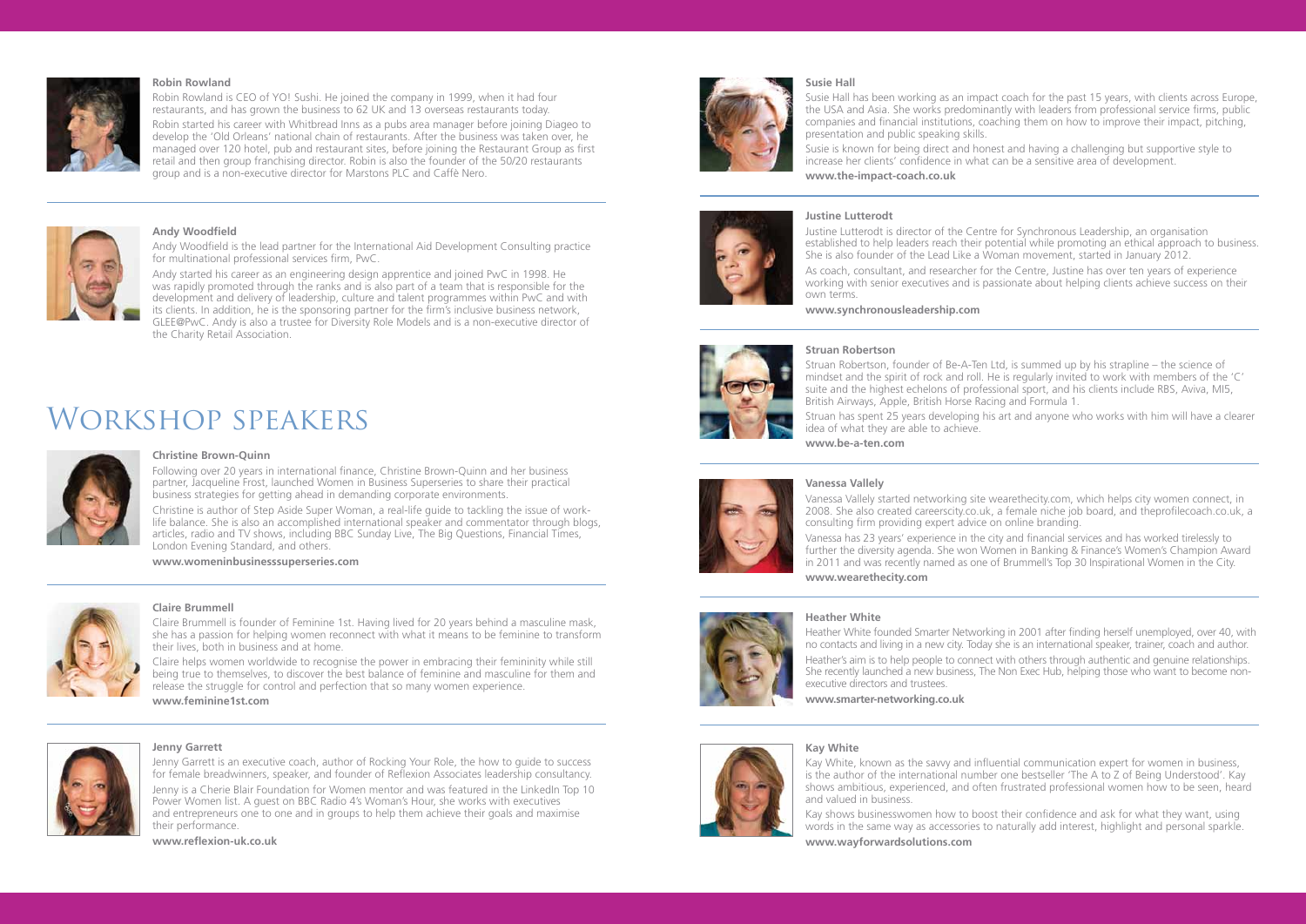### Robin Rowland

Robin Rowland is CEO of YO! Sushi. He joined the company in 1999, when it had four restaurants, and has grown the business to 62 UK and 13 overseas restaurants today.

Robin started his career with Whitbread Inns as a pubs area manager before joining Diageo to develop the 'Old Orleans' national chain of restaurants. After the business was taken over, he managed over 120 hotel, pub and restaurant sites, before joining the Restaurant Group as first retail and then group franchising director. Robin is also the founder of the 50/20 restaurants group and is a non-executive director for Marstons PLC and Caffè Nero.

### Andy Woodfield

Andy Woodfield is the lead partner for the International Aid Development Consulting practice for multinational professional services firm, PwC.

Andy started his career as an engineering design apprentice and joined PwC in 1998. He was rapidly promoted through the ranks and is also part of a team that is responsible for the development and delivery of leadership, culture and talent programmes within PwC and with its clients. In addition, he is the sponsoring partner for the firm's inclusive business network, GLEE@PwC. Andy is also a trustee for Diversity Role Models and is a non-executive director of the Charity Retail Association.

# Workshop speakers

### Christine Brown-Quinn

Following over 20 years in international finance, Christine Brown-Quinn and her business partner, Jacqueline Frost, launched Women in Business Superseries to share their practical business strategies for getting ahead in demanding corporate environments.

Christine is author of Step Aside Super Woman, a real-life guide to tackling the issue of work-life balance. She is also an accomplished international speaker and commentator through blogs, articles, radio and TV shows, including BBC Sunday Live, The Big Questions, Financial Times, London Evening Standard, and others.

**www.womeninbusinesssuperseries.com**

### Claire Brummell

Claire Brummell is founder of Feminine 1st. Having lived for 20 years behind a masculine mask, she has a passion for helping women reconnect with what it means to be feminine to transform their lives, both in business and at home.

Claire helps women worldwide to recognise the power in embracing their femininity while still being true to themselves, to discover the best balance of feminine and masculine for them and release the struggle for control and perfection that so many women experience.

**www.feminine1st.com**

### Jenny Garrett

Jenny Garrett is an executive coach, author of Rocking Your Role, the how to guide to success for female breadwinners, speaker, and founder of Reflexion Associates leadership consultancy.

Jenny is a Cherie Blair Foundation for Women mentor and was featured in the LinkedIn Top 10 Power Women list. A guest on BBC Radio 4's Woman's Hour, she works with executives and entrepreneurs one to one and in groups to help them achieve their goals and maximise their performance.

**www.reflexion-uk.co.uk**

### Susie Hall

Susie Hall has been working as an impact coach for the past 15 years, with clients across Europe, the USA and Asia. She works predominantly with leaders from professional service firms, public companies and financial institutions, coaching them on how to improve their impact, pitching, presentation and public speaking skills.

Susie is known for being direct and honest and having a challenging but supportive style to increase her clients' confidence in what can be a sensitive area of development.

**www.the-impact-coach.co.uk**

### Justine Lutterodt

Justine Lutterodt is director of the Centre for Synchronous Leadership, an organisation established to help leaders reach their potential while promoting an ethical approach to business. She is also founder of the Lead Like a Woman movement, started in January 2012.

As coach, consultant, and researcher for the Centre, Justine has over ten years of experience working with senior executives and is passionate about helping clients achieve success on their own terms.

**www.synchronousleadership.com**

### Struan Robertson

Struan Robertson, founder of Be-A-Ten Ltd, is summed up by his strapline – the science of mindset and the spirit of rock and roll. He is regularly invited to work with members of the 'C' suite and the highest echelons of professional sport, and his clients include RBS, Aviva, MI5, British Airways, Apple, British Horse Racing and Formula 1.

Struan has spent 25 years developing his art and anyone who works with him will have a clearer idea of what they are able to achieve.

**www.be-a-ten.com**

### Vanessa Vallely

Vanessa Vallely started networking site wearethecity.com, which helps city women connect, in 2008. She also created careerscity.co.uk, a female niche job board, and theprofilecoach.co.uk, a consulting firm providing expert advice on online branding.

Vanessa has 23 years' experience in the city and financial services and has worked tirelessly to further the diversity agenda. She won Women in Banking & Finance's Women's Champion Award in 2011 and was recently named as one of Brummell's Top 30 Inspirational Women in the City.

**www.wearethecity.com**

### Heather White

Heather White founded Smarter Networking in 2001 after finding herself unemployed, over 40, with no contacts and living in a new city. Today she is an international speaker, trainer, coach and author.

Heather's aim is to help people to connect with others through authentic and genuine relationships. She recently launched a new business, The Non Exec Hub, helping those who want to become non-executive directors and trustees.

**www.smarter-networking.co.uk**

### Kay White

Kay White, known as the savvy and influential communication expert for women in business, is the author of the international number one bestseller 'The A to Z of Being Understood'. Kay shows ambitious, experienced, and often frustrated professional women how to be seen, heard and valued in business.

Kay shows businesswomen how to boost their confidence and ask for what they want, using words in the same way as accessories to naturally add interest, highlight and personal sparkle.

**www.wayforwardsolutions.com**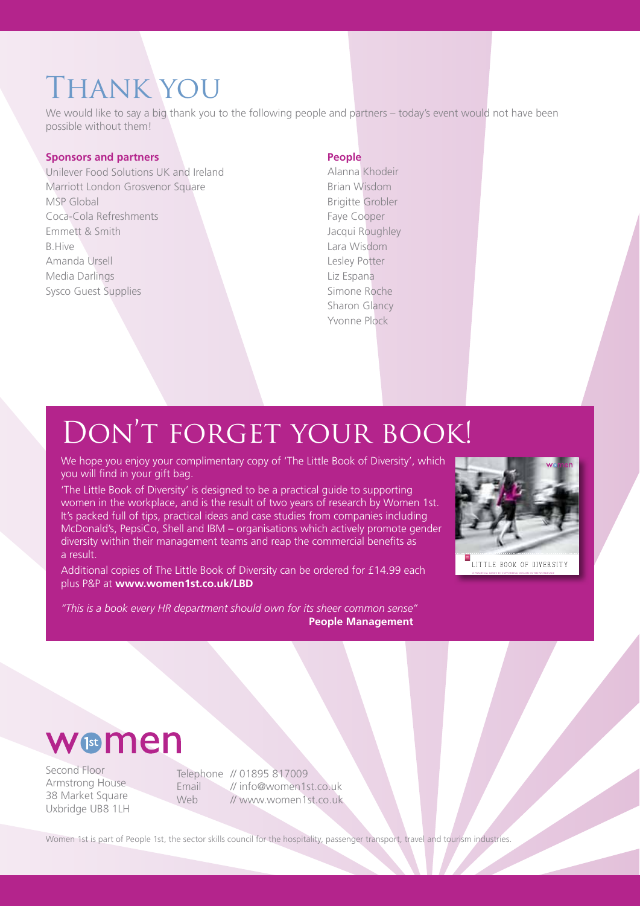# Thank you

We would like to say a big thank you to the following people and partners – today's event would not have been possible without them!

**Sponsors and partners**

Unilever Food Solutions UK and Ireland
Marriott London Grosvenor Square
MSP Global
Coca-Cola Refreshments
Emmett & Smith
B.Hive
Amanda Ursell
Media Darlings
Sysco Guest Supplies

**People**

Alanna Khodeir
Brian Wisdom
Brigitte Grobler
Faye Cooper
Jacqui Roughley
Lara Wisdom
Lesley Potter
Liz Espana
Simone Roche
Sharon Glancy
Yvonne Plock

# Don't forget your book!

We hope you enjoy your complimentary copy of 'The Little Book of Diversity', which you will find in your gift bag.

'The Little Book of Diversity' is designed to be a practical guide to supporting women in the workplace, and is the result of two years of research by Women 1st. It's packed full of tips, practical ideas and case studies from companies including McDonald's, PepsiCo, Shell and IBM – organisations which actively promote gender diversity within their management teams and reap the commercial benefits as a result.

Additional copies of The Little Book of Diversity can be ordered for £14.99 each plus P&P at **www.women1st.co.uk/LBD**

*"This is a book every HR department should own for its sheer common sense"*
**People Management**

women 1st

Second Floor
Armstrong House
38 Market Square
Uxbridge UB8 1LH

Telephone // 01895 817009
Email // info@women1st.co.uk
Web // www.women1st.co.uk

Women 1st is part of People 1st, the sector skills council for the hospitality, passenger transport, travel and tourism industries.